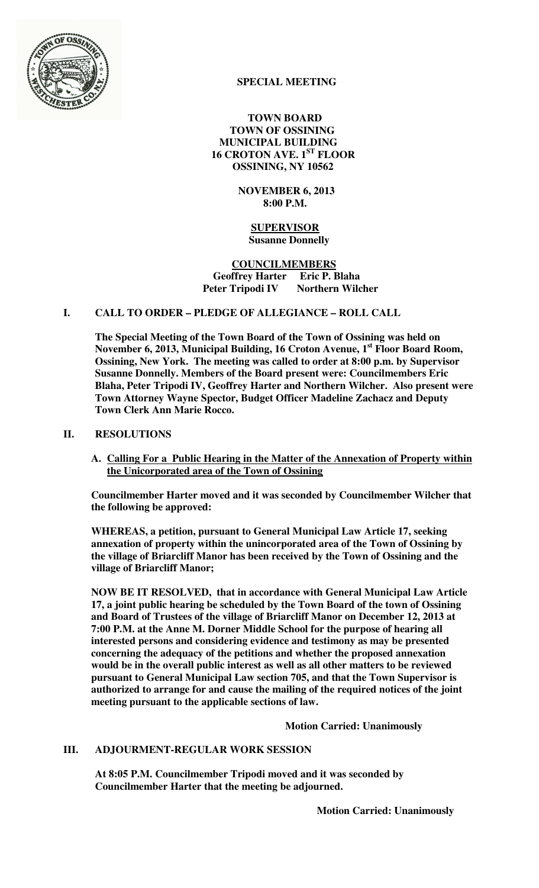**SPECIAL MEETING**

**TOWN BOARD**
**TOWN OF OSSINING**
**MUNICIPAL BUILDING**
**16 CROTON AVE. 1ST FLOOR**
**OSSINING, NY 10562**

**NOVEMBER 6, 2013**
**8:00 P.M.**

**SUPERVISOR**
**Susanne Donnelly**

**COUNCILMEMBERS**
**Geoffrey Harter Eric P. Blaha**
**Peter Tripodi IV Northern Wilcher**

## I. CALL TO ORDER – PLEDGE OF ALLEGIANCE – ROLL CALL

**The Special Meeting of the Town Board of the Town of Ossining was held on November 6, 2013, Municipal Building, 16 Croton Avenue, 1st Floor Board Room, Ossining, New York. The meeting was called to order at 8:00 p.m. by Supervisor Susanne Donnelly. Members of the Board present were: Councilmembers Eric Blaha, Peter Tripodi IV, Geoffrey Harter and Northern Wilcher. Also present were Town Attorney Wayne Spector, Budget Officer Madeline Zachacz and Deputy Town Clerk Ann Marie Rocco.**

## II. RESOLUTIONS

**A. Calling For a Public Hearing in the Matter of the Annexation of Property within the Unicorporated area of the Town of Ossining**

**Councilmember Harter moved and it was seconded by Councilmember Wilcher that the following be approved:**

**WHEREAS, a petition, pursuant to General Municipal Law Article 17, seeking annexation of property within the unincorporated area of the Town of Ossining by the village of Briarcliff Manor has been received by the Town of Ossining and the village of Briarcliff Manor;**

**NOW BE IT RESOLVED, that in accordance with General Municipal Law Article 17, a joint public hearing be scheduled by the Town Board of the town of Ossining and Board of Trustees of the village of Briarcliff Manor on December 12, 2013 at 7:00 P.M. at the Anne M. Dorner Middle School for the purpose of hearing all interested persons and considering evidence and testimony as may be presented concerning the adequacy of the petitions and whether the proposed annexation would be in the overall public interest as well as all other matters to be reviewed pursuant to General Municipal Law section 705, and that the Town Supervisor is authorized to arrange for and cause the mailing of the required notices of the joint meeting pursuant to the applicable sections of law.**

**Motion Carried: Unanimously**

## III. ADJOURMENT-REGULAR WORK SESSION

**At 8:05 P.M. Councilmember Tripodi moved and it was seconded by Councilmember Harter that the meeting be adjourned.**

**Motion Carried: Unanimously**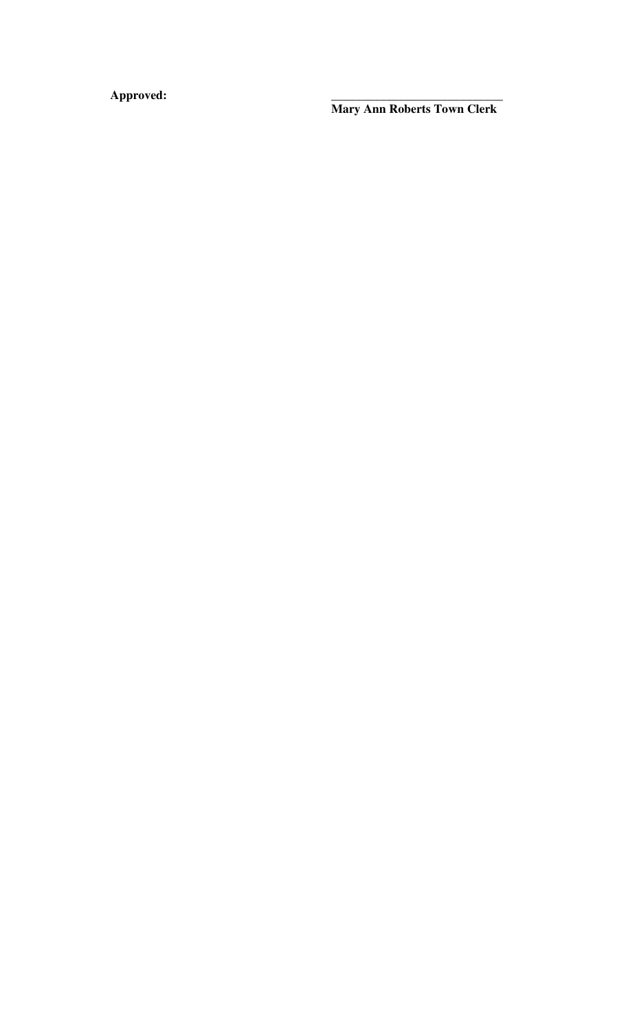**Approved:**

\_\_\_\_\_\_\_\_\_\_\_\_\_\_\_\_\_\_\_\_\_\_\_\_\_\_\_\_\_\_

**Mary Ann Roberts Town Clerk**